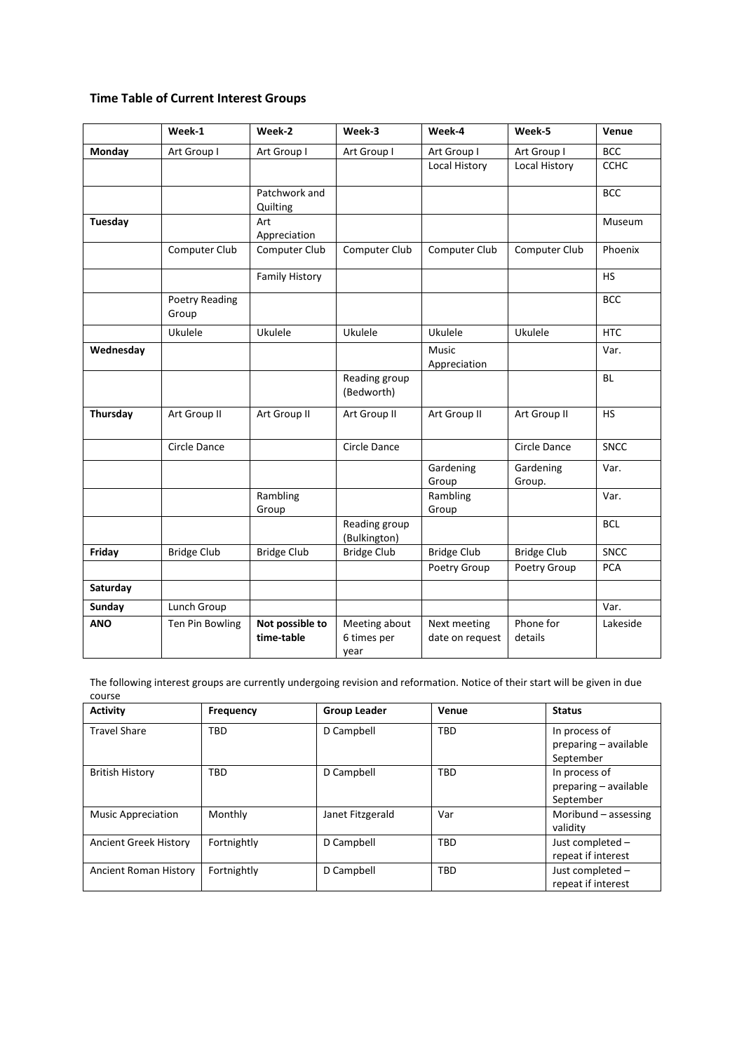### Time Table of Current Interest Groups

| | Week-1 | Week-2 | Week-3 | Week-4 | Week-5 | Venue |
|---|---|---|---|---|---|---|
| **Monday** | Art Group I | Art Group I | Art Group I | Art Group I | Art Group I | BCC |
| | | | | Local History | Local History | CCHC |
| | | Patchwork and Quilting | | | | BCC |
| **Tuesday** | | Art Appreciation | | | | Museum |
| | Computer Club | Computer Club | Computer Club | Computer Club | Computer Club | Phoenix |
| | | Family History | | | | HS |
| | Poetry Reading Group | | | | | BCC |
| | Ukulele | Ukulele | Ukulele | Ukulele | Ukulele | HTC |
| **Wednesday** | | | | Music Appreciation | | Var. |
| | | | Reading group (Bedworth) | | | BL |
| **Thursday** | Art Group II | Art Group II | Art Group II | Art Group II | Art Group II | HS |
| | Circle Dance | | Circle Dance | | Circle Dance | SNCC |
| | | | | Gardening Group | Gardening Group. | Var. |
| | | Rambling Group | | Rambling Group | | Var. |
| | | | Reading group (Bulkington) | | | BCL |
| **Friday** | Bridge Club | Bridge Club | Bridge Club | Bridge Club | Bridge Club | SNCC |
| | | | | Poetry Group | Poetry Group | PCA |
| **Saturday** | | | | | | |
| **Sunday** | Lunch Group | | | | | Var. |
| **ANO** | Ten Pin Bowling | **Not possible to time-table** | Meeting about 6 times per year | Next meeting date on request | Phone for details | Lakeside |

The following interest groups are currently undergoing revision and reformation. Notice of their start will be given in due course

| Activity | Frequency | Group Leader | Venue | Status |
|---|---|---|---|---|
| Travel Share | TBD | D Campbell | TBD | In process of preparing – available September |
| British History | TBD | D Campbell | TBD | In process of preparing – available September |
| Music Appreciation | Monthly | Janet Fitzgerald | Var | Moribund – assessing validity |
| Ancient Greek History | Fortnightly | D Campbell | TBD | Just completed – repeat if interest |
| Ancient Roman History | Fortnightly | D Campbell | TBD | Just completed – repeat if interest |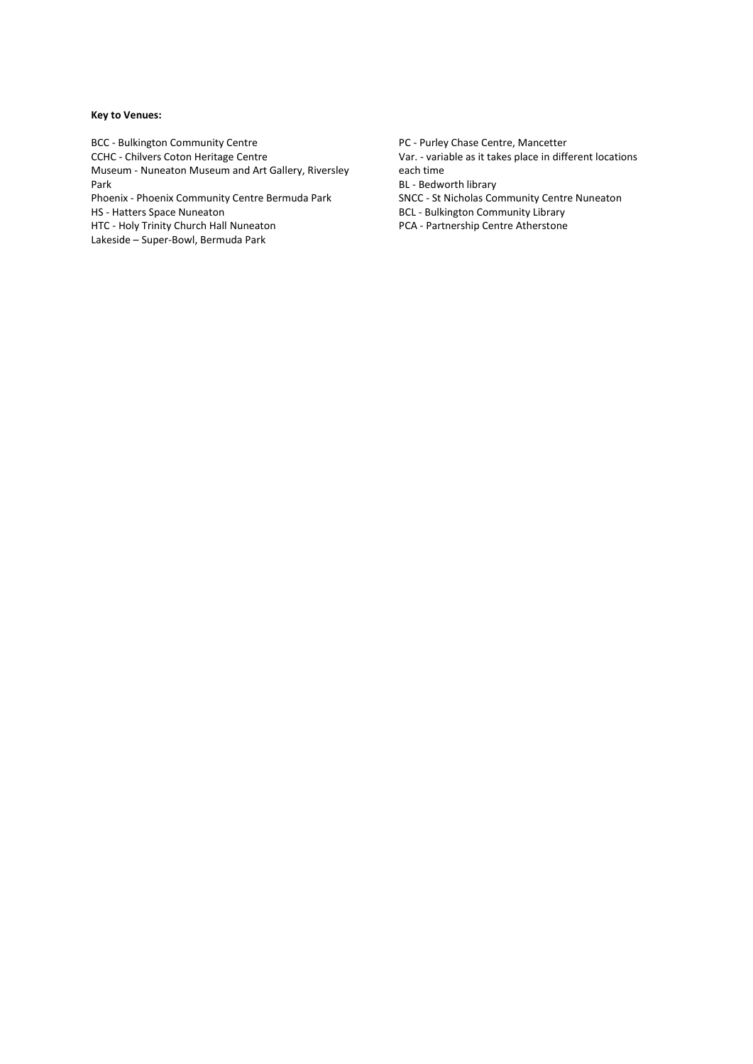**Key to Venues:**

BCC - Bulkington Community Centre
CCHC - Chilvers Coton Heritage Centre
Museum - Nuneaton Museum and Art Gallery, Riversley Park
Phoenix - Phoenix Community Centre Bermuda Park
HS - Hatters Space Nuneaton
HTC - Holy Trinity Church Hall Nuneaton
Lakeside – Super-Bowl, Bermuda Park
PC - Purley Chase Centre, Mancetter
Var. - variable as it takes place in different locations each time
BL - Bedworth library
SNCC - St Nicholas Community Centre Nuneaton
BCL - Bulkington Community Library
PCA - Partnership Centre Atherstone